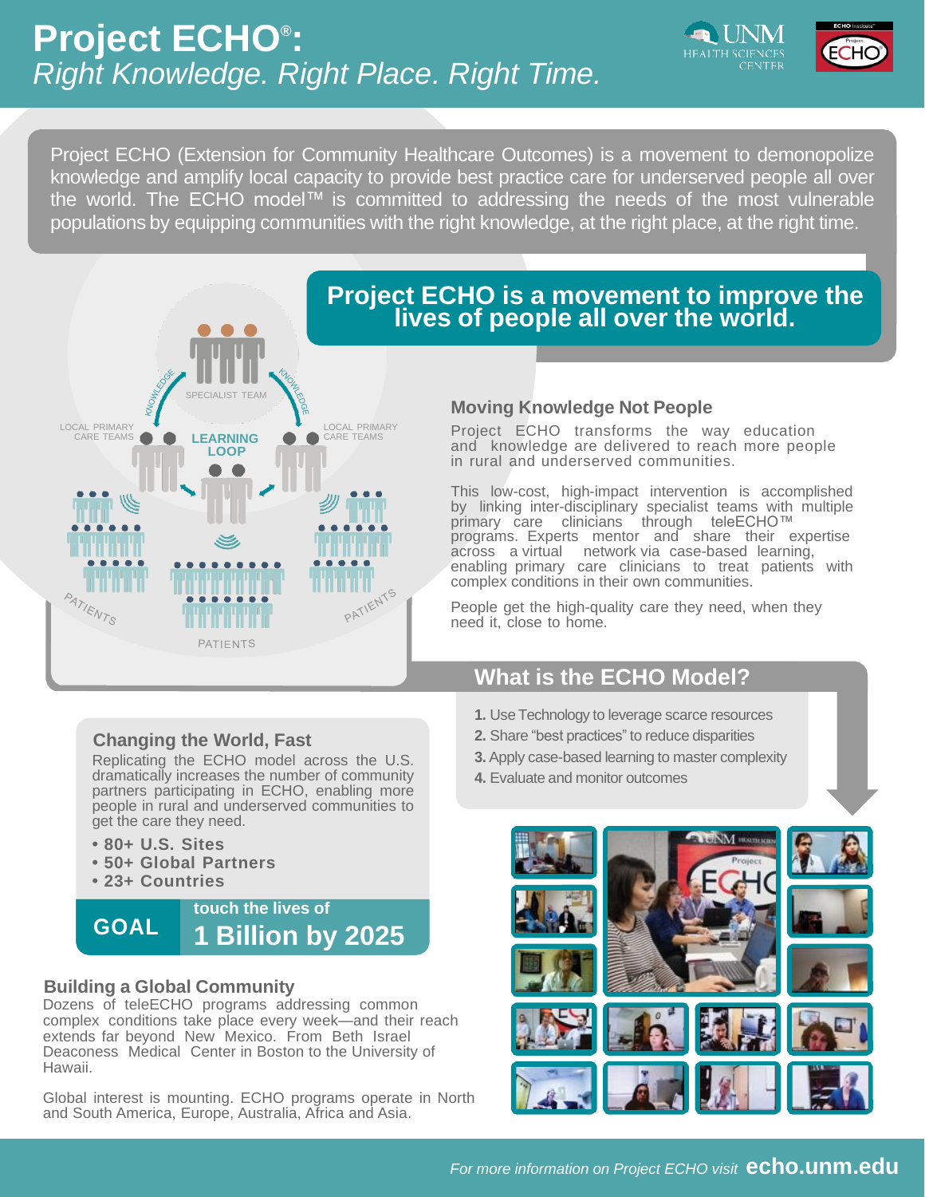# Project ECHO®: *Right Knowledge. Right Place. Right Time.*

Project ECHO (Extension for Community Healthcare Outcomes) is a movement to demonopolize knowledge and amplify local capacity to provide best practice care for underserved people all over the world. The ECHO model™ is committed to addressing the needs of the most vulnerable populations by equipping communities with the right knowledge, at the right place, at the right time.

## Project ECHO is a movement to improve the lives of people all over the world.

SPECIALIST TEAM
KNOWLEDGE
KNOWLEDGE
LOCAL PRIMARY CARE TEAMS
LEARNING LOOP
LOCAL PRIMARY CARE TEAMS
PATIENTS
PATIENTS
PATIENTS

### Moving Knowledge Not People

Project ECHO transforms the way education and knowledge are delivered to reach more people in rural and underserved communities.

This low-cost, high-impact intervention is accomplished by linking inter-disciplinary specialist teams with multiple primary care clinicians through teleECHO™ programs. Experts mentor and share their expertise across a virtual network via case-based learning, enabling primary care clinicians to treat patients with complex conditions in their own communities.

People get the high-quality care they need, when they need it, close to home.

### What is the ECHO Model?

1. Use Technology to leverage scarce resources
2. Share "best practices" to reduce disparities
3. Apply case-based learning to master complexity
4. Evaluate and monitor outcomes

### Changing the World, Fast

Replicating the ECHO model across the U.S. dramatically increases the number of community partners participating in ECHO, enabling more people in rural and underserved communities to get the care they need.

- **80+ U.S. Sites**
- **50+ Global Partners**
- **23+ Countries**

**GOAL** touch the lives of **1 Billion by 2025**

### Building a Global Community

Dozens of teleECHO programs addressing common complex conditions take place every week—and their reach extends far beyond New Mexico. From Beth Israel Deaconess Medical Center in Boston to the University of Hawaii.

Global interest is mounting. ECHO programs operate in North and South America, Europe, Australia, Africa and Asia.

*For more information on Project ECHO visit* **echo.unm.edu**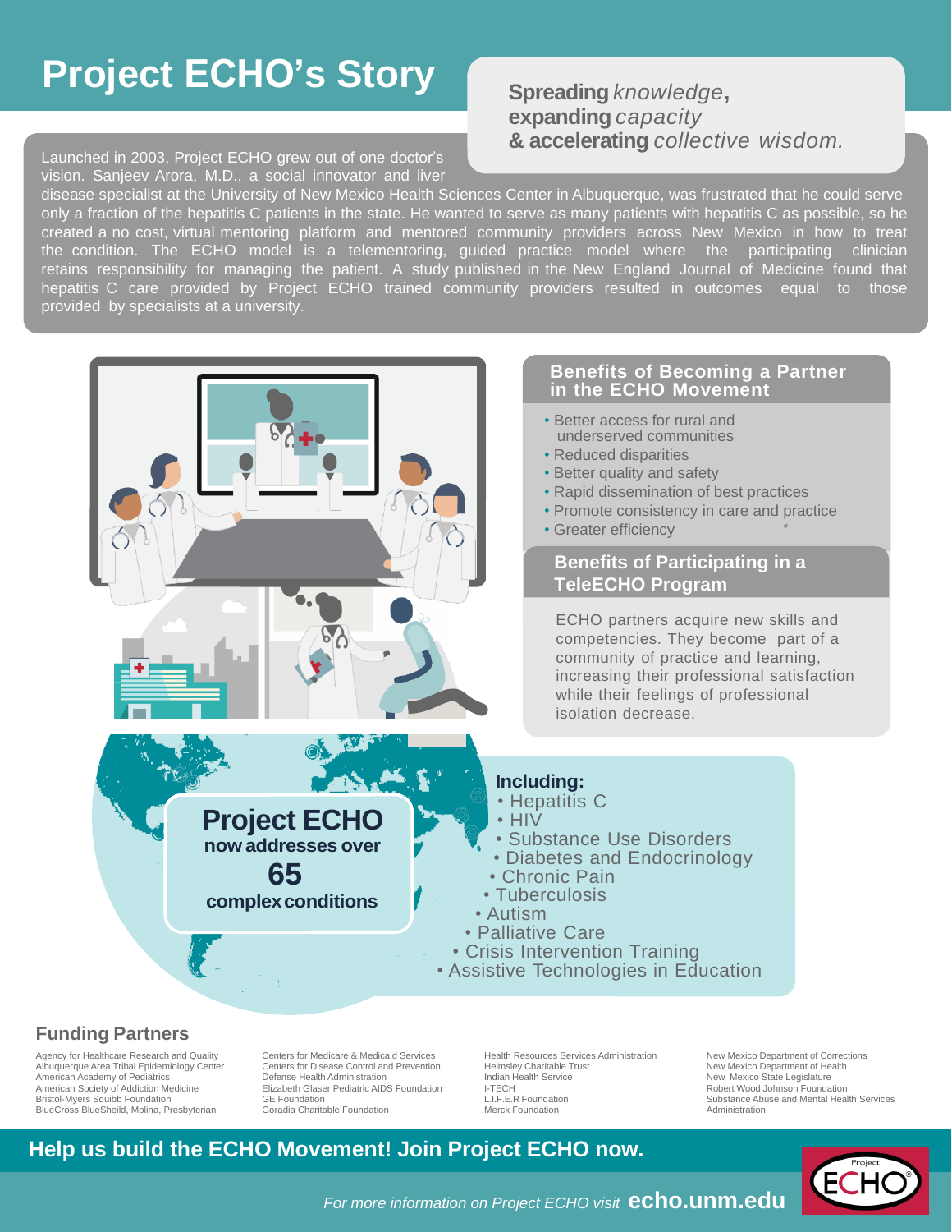# Project ECHO's Story

**Spreading** *knowledge*, **expanding** *capacity* **& accelerating** *collective wisdom.*

Launched in 2003, Project ECHO grew out of one doctor's vision. Sanjeev Arora, M.D., a social innovator and liver disease specialist at the University of New Mexico Health Sciences Center in Albuquerque, was frustrated that he could serve only a fraction of the hepatitis C patients in the state. He wanted to serve as many patients with hepatitis C as possible, so he created a no cost, virtual mentoring platform and mentored community providers across New Mexico in how to treat the condition. The ECHO model is a telementoring, guided practice model where the participating clinician retains responsibility for managing the patient. A study published in the New England Journal of Medicine found that hepatitis C care provided by Project ECHO trained community providers resulted in outcomes equal to those provided by specialists at a university.

## Benefits of Becoming a Partner in the ECHO Movement

- Better access for rural and underserved communities
- Reduced disparities
- Better quality and safety
- Rapid dissemination of best practices
- Promote consistency in care and practice
- Greater efficiency

## Benefits of Participating in a TeleECHO Program

ECHO partners acquire new skills and competencies. They become part of a community of practice and learning, increasing their professional satisfaction while their feelings of professional isolation decrease.

**Project ECHO now addresses over 65 complex conditions**

**Including:**

- Hepatitis C
- HIV
- Substance Use Disorders
- Diabetes and Endocrinology
- Chronic Pain
- Tuberculosis
- Autism
- Palliative Care
- Crisis Intervention Training
- Assistive Technologies in Education

## Funding Partners

Agency for Healthcare Research and Quality
Albuquerque Area Tribal Epidemiology Center
American Academy of Pediatrics
American Society of Addiction Medicine
Bristol-Myers Squibb Foundation
BlueCross BlueSheild, Molina, Presbyterian
Centers for Medicare & Medicaid Services
Centers for Disease Control and Prevention
Defense Health Administration
Elizabeth Glaser Pediatric AIDS Foundation
GE Foundation
Goradia Charitable Foundation
Health Resources Services Administration
Helmsley Charitable Trust
Indian Health Service
I-TECH
L.I.F.E.R Foundation
Merck Foundation
New Mexico Department of Corrections
New Mexico Department of Health
New Mexico State Legislature
Robert Wood Johnson Foundation
Substance Abuse and Mental Health Services Administration

**Help us build the ECHO Movement! Join Project ECHO now.**

*For more information on Project ECHO visit* **echo.unm.edu**

Project ECHO®